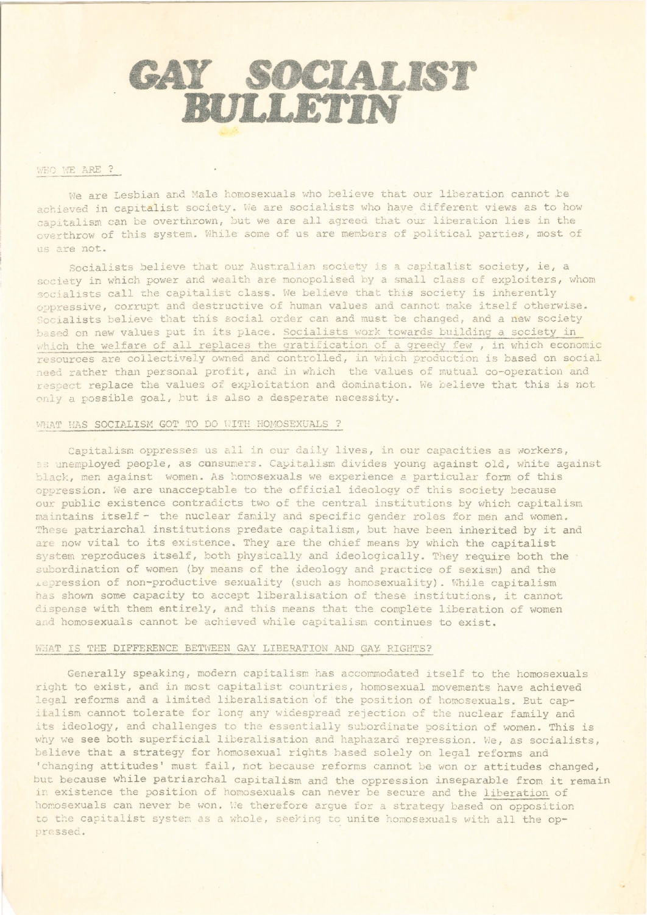# GAY SOCIALIST BULLETIN

## WHO WE ARE ?

We are Lesbian and Male homosexuals who believe that our liberation cannot be achieved in capitalist society. We are socialists who have different views as to how capitalism can be overthrown, but we are all agreed that our liberation lies in the overthrow of this system. While some of us are members of political parties, most of us are not.

Socialists believe that our Australian society is a capitalist society, ie, a society in which power and wealth are monopolised by a small class of exploiters, whom socialists call the capitalist class. We believe that this society is inherently oppressive, corrupt and destructive of human values and cannot make itself otherwise. Socialists believe that this social order can and must be changed, and a new society based on new values put in its place. Socialists work towards building a society in which the welfare of all replaces the gratification of a greedy few , in which economic resources are collectively owned and controlled, in which production is based on social need rather than personal profit, and in which the values of mutual co-operation and respect replace the values of exploitation and domination. We believe that this is not only a possible goal, but is also a desperate necessity.

## WHAT HAS SOCIALISM GOT TO DO WITH HOMOSEXUALS ?

Capitalism oppresses us all in our daily lives, in our capacities as workers, as unemployed people, as consumers. Capitalism divides young against old, white against black, men against women. As homosexuals we experience a particular form of this oppression. We are unacceptable to the official ideology of this society because our public existence contradicts two of the central institutions by which capitalism maintains itself - the nuclear family and specific gender roles for men and women. These patriarchal institutions predate capitalism, but have been inherited by it and are now vital to its existence. They are the chief means by which the capitalist system reproduces itself, both physically and ideologically. They require both the subordination of women (by means of the ideology and practice of sexism) and the repression of non-productive sexuality (such as homosexuality). While capitalism has shown some capacity to accept liberalisation of these institutions, it cannot dispense with them entirely, and this means that the complete liberation of women and homosexuals cannot be achieved while capitalism continues to exist.

## WHAT IS THE DIFFERENCE BETWEEN GAY LIBERATION AND GAY RIGHTS?

Generally speaking, modern capitalism has accommodated itself to the homosexuals right to exist, and in most capitalist countries, homosexual movements have achieved legal reforms and a limited liberalisation of the position of homosexuals. But capitalism cannot tolerate for long any widespread rejection of the nuclear family and its ideology, and challenges to the essentially subordinate position of women. This is why we see both superficial liberalisation and haphazard repression. We, as socialists, believe that a strategy for homosexual rights based solely on legal reforms and 'changing attitudes' must fail, not because reforms cannot be won or attitudes changed, but because while patriarchal capitalism and the oppression inseparable from it remain in existence the position of homosexuals can never be secure and the liberation of homosexuals can never be won. We therefore argue for a strategy based on opposition to the capitalist system as a whole, seeking to unite homosexuals with all the oppressed.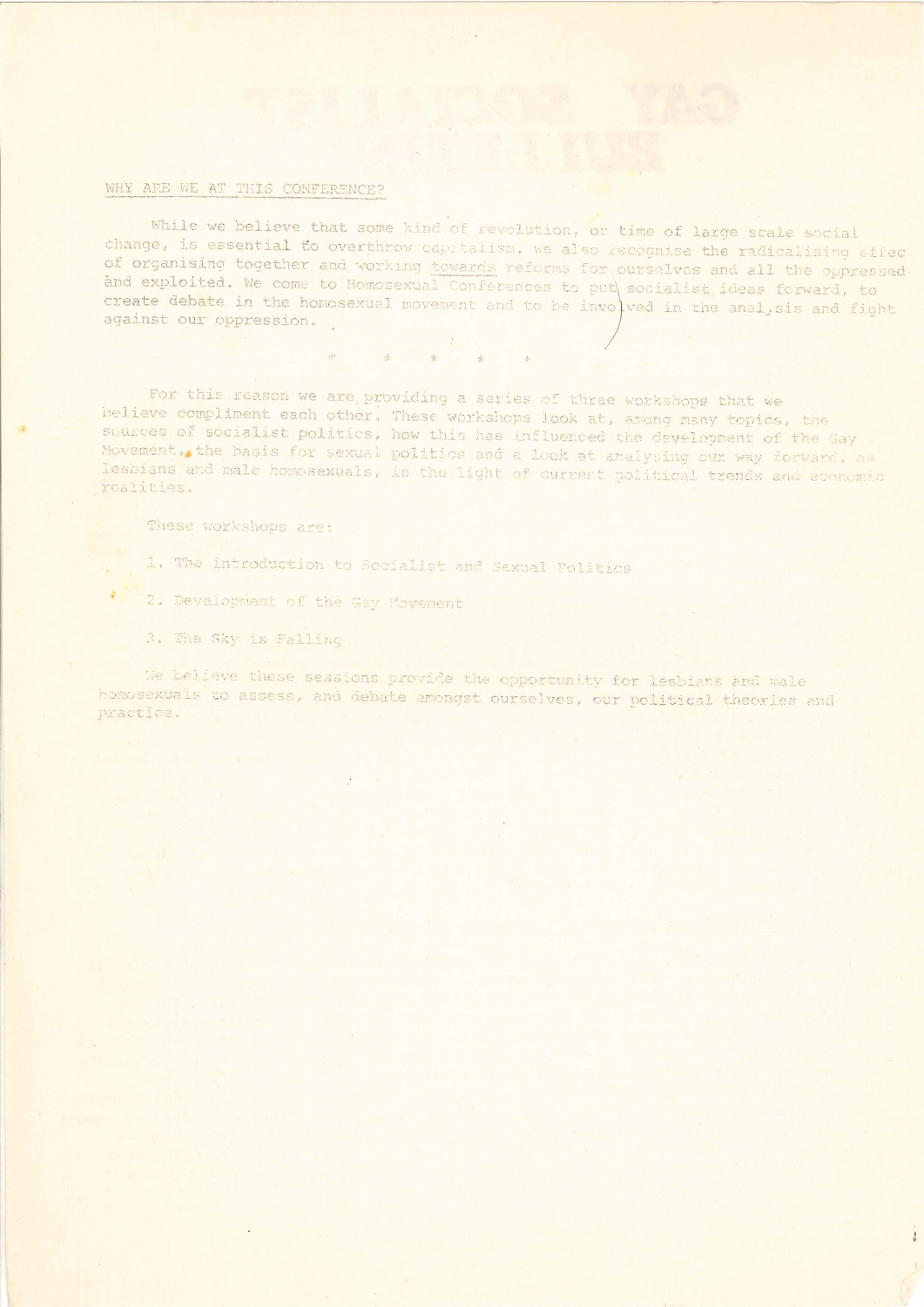## WHY ARE WE AT THIS CONFERENCE?

While we believe that some kind of revolution, or time of large scale social change, is essential to overthrow capitalism, we also recognise the radicalising effec of organising together and working towards reforms for ourselves and all the oppressed and exploited. We come to Homosexual Conferences to put socialist ideas forward, to create debate in the homosexual movement and to be involved in the anal,sis and fight against our oppression.

\* \* \* \* \*

For this reason we are providing a series of three workshops that we believe compliment each other. These workshops look at, among many topics, the sources of socialist politics, how this has influenced the development of the Gay Movement, the basis for sexual politics and a look at analysing our way forward, as lesbians and male homosexuals, in the light of current political trends and economic realities.

These workshops are:

1. The introduction to Socialist and Sexual Politics

2. Development of the Gay Movement

3. The Sky is Falling

We believe these sessions provide the opportunity for lesbians and male homosexuals to assess, and debate amongst ourselves, our political theories and practice.